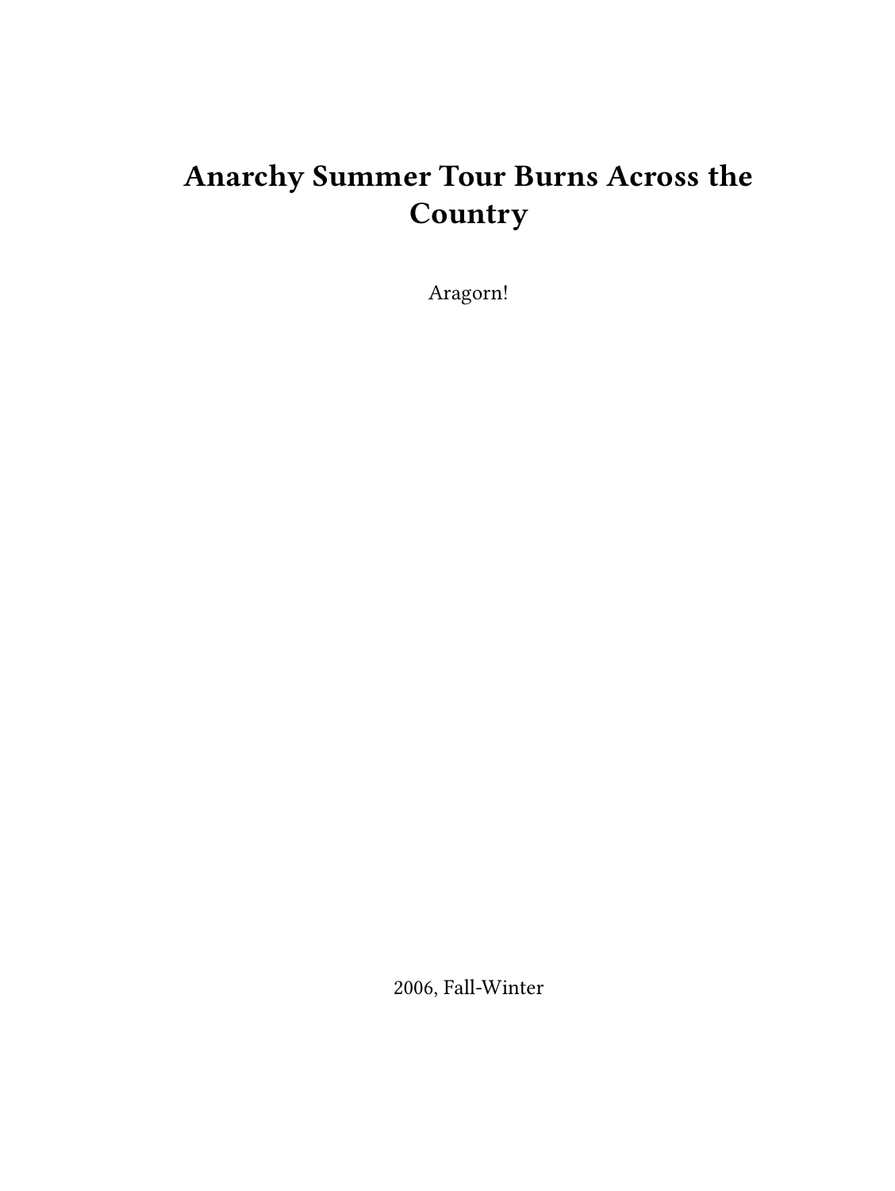# Anarchy Summer Tour Burns Across the Country

Aragorn!

2006, Fall-Winter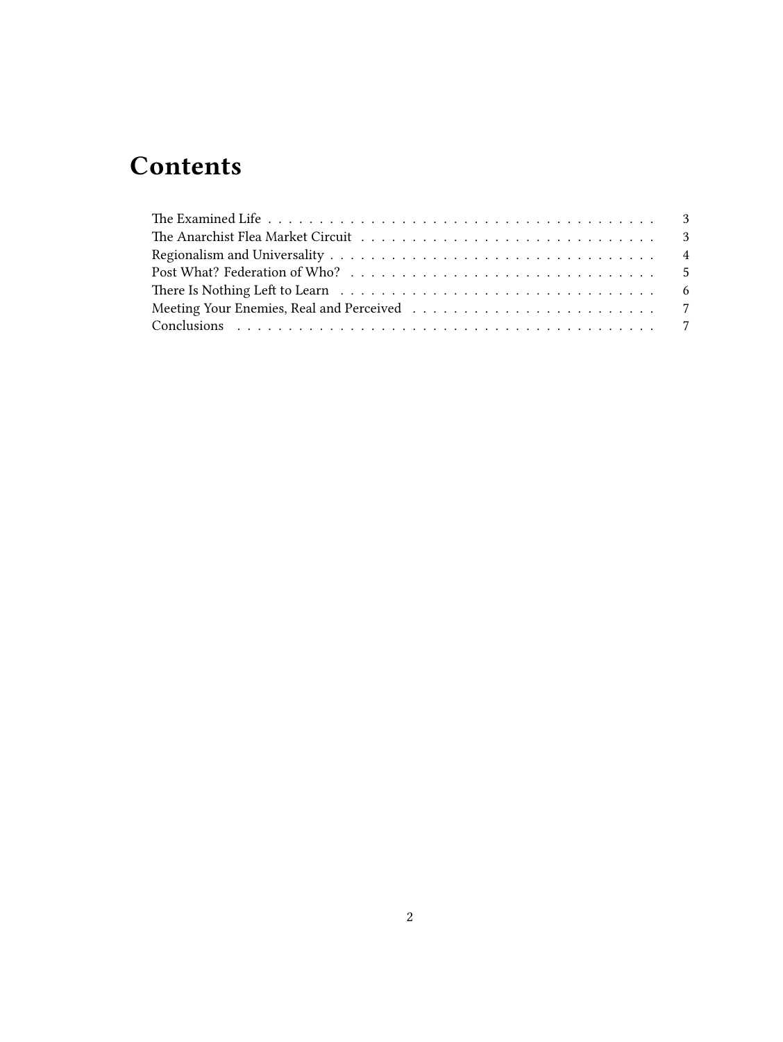# Contents

The Examined Life . . . . . . . . . . . . . . . . . . . . . . . . . . . . . . . . . . . . . . . 3
The Anarchist Flea Market Circuit . . . . . . . . . . . . . . . . . . . . . . . . . . . . . 3
Regionalism and Universality . . . . . . . . . . . . . . . . . . . . . . . . . . . . . . . . 4
Post What? Federation of Who? . . . . . . . . . . . . . . . . . . . . . . . . . . . . . . 5
There Is Nothing Left to Learn . . . . . . . . . . . . . . . . . . . . . . . . . . . . . . . 6
Meeting Your Enemies, Real and Perceived . . . . . . . . . . . . . . . . . . . . . . . . 7
Conclusions . . . . . . . . . . . . . . . . . . . . . . . . . . . . . . . . . . . . . . . . . 7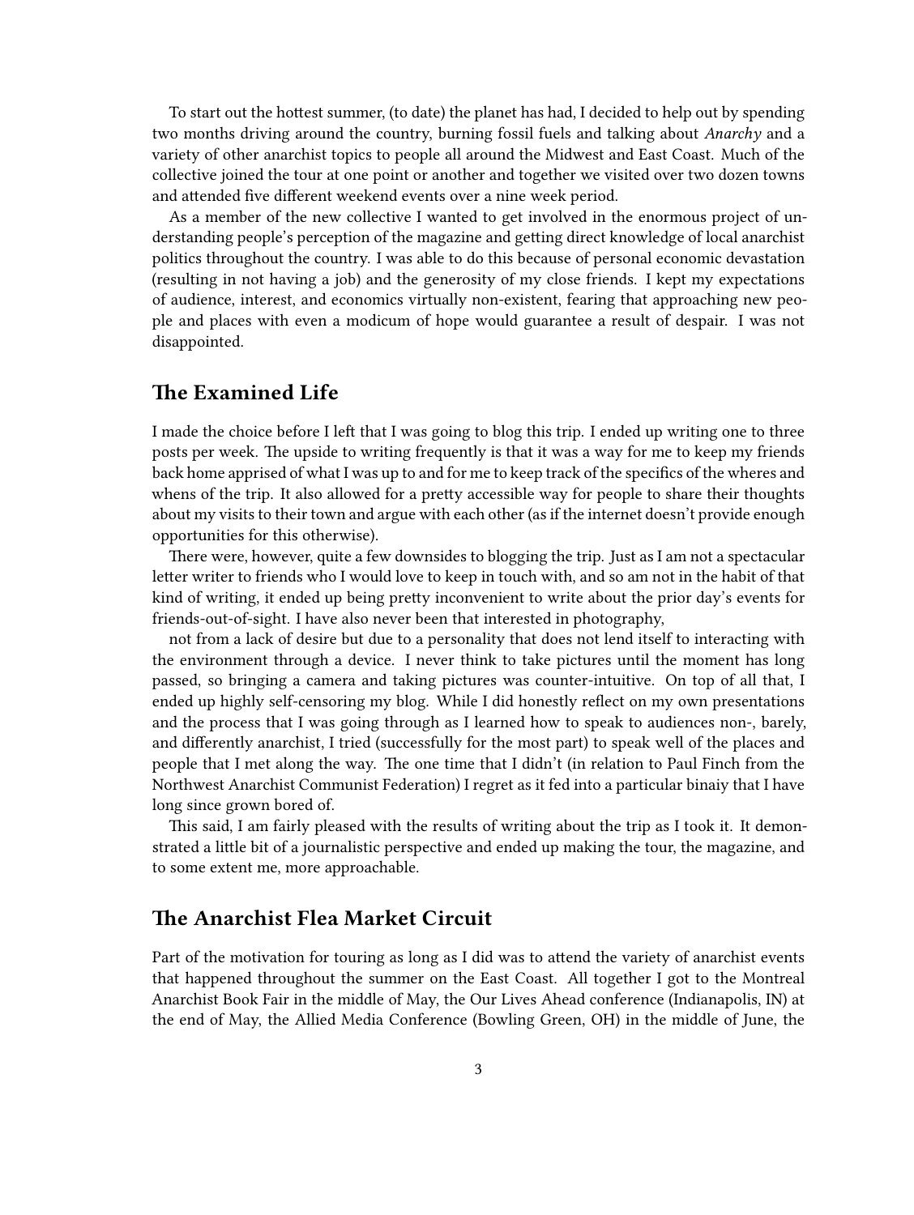To start out the hottest summer, (to date) the planet has had, I decided to help out by spending two months driving around the country, burning fossil fuels and talking about *Anarchy* and a variety of other anarchist topics to people all around the Midwest and East Coast. Much of the collective joined the tour at one point or another and together we visited over two dozen towns and attended five different weekend events over a nine week period.

As a member of the new collective I wanted to get involved in the enormous project of understanding people's perception of the magazine and getting direct knowledge of local anarchist politics throughout the country. I was able to do this because of personal economic devastation (resulting in not having a job) and the generosity of my close friends. I kept my expectations of audience, interest, and economics virtually non-existent, fearing that approaching new people and places with even a modicum of hope would guarantee a result of despair. I was not disappointed.

## The Examined Life

I made the choice before I left that I was going to blog this trip. I ended up writing one to three posts per week. The upside to writing frequently is that it was a way for me to keep my friends back home apprised of what I was up to and for me to keep track of the specifics of the wheres and whens of the trip. It also allowed for a pretty accessible way for people to share their thoughts about my visits to their town and argue with each other (as if the internet doesn't provide enough opportunities for this otherwise).

There were, however, quite a few downsides to blogging the trip. Just as I am not a spectacular letter writer to friends who I would love to keep in touch with, and so am not in the habit of that kind of writing, it ended up being pretty inconvenient to write about the prior day's events for friends-out-of-sight. I have also never been that interested in photography,

not from a lack of desire but due to a personality that does not lend itself to interacting with the environment through a device. I never think to take pictures until the moment has long passed, so bringing a camera and taking pictures was counter-intuitive. On top of all that, I ended up highly self-censoring my blog. While I did honestly reflect on my own presentations and the process that I was going through as I learned how to speak to audiences non-, barely, and differently anarchist, I tried (successfully for the most part) to speak well of the places and people that I met along the way. The one time that I didn't (in relation to Paul Finch from the Northwest Anarchist Communist Federation) I regret as it fed into a particular binaiy that I have long since grown bored of.

This said, I am fairly pleased with the results of writing about the trip as I took it. It demonstrated a little bit of a journalistic perspective and ended up making the tour, the magazine, and to some extent me, more approachable.

## The Anarchist Flea Market Circuit

Part of the motivation for touring as long as I did was to attend the variety of anarchist events that happened throughout the summer on the East Coast. All together I got to the Montreal Anarchist Book Fair in the middle of May, the Our Lives Ahead conference (Indianapolis, IN) at the end of May, the Allied Media Conference (Bowling Green, OH) in the middle of June, the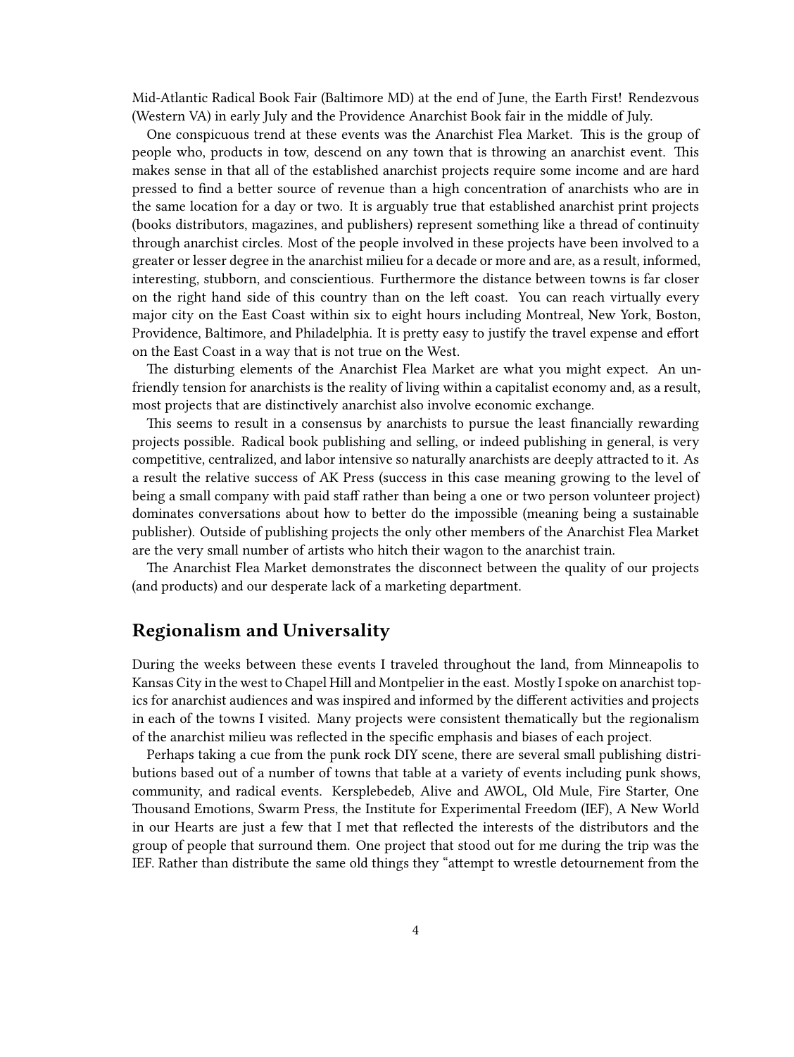Mid-Atlantic Radical Book Fair (Baltimore MD) at the end of June, the Earth First! Rendezvous (Western VA) in early July and the Providence Anarchist Book fair in the middle of July.

One conspicuous trend at these events was the Anarchist Flea Market. This is the group of people who, products in tow, descend on any town that is throwing an anarchist event. This makes sense in that all of the established anarchist projects require some income and are hard pressed to find a better source of revenue than a high concentration of anarchists who are in the same location for a day or two. It is arguably true that established anarchist print projects (books distributors, magazines, and publishers) represent something like a thread of continuity through anarchist circles. Most of the people involved in these projects have been involved to a greater or lesser degree in the anarchist milieu for a decade or more and are, as a result, informed, interesting, stubborn, and conscientious. Furthermore the distance between towns is far closer on the right hand side of this country than on the left coast. You can reach virtually every major city on the East Coast within six to eight hours including Montreal, New York, Boston, Providence, Baltimore, and Philadelphia. It is pretty easy to justify the travel expense and effort on the East Coast in a way that is not true on the West.

The disturbing elements of the Anarchist Flea Market are what you might expect. An unfriendly tension for anarchists is the reality of living within a capitalist economy and, as a result, most projects that are distinctively anarchist also involve economic exchange.

This seems to result in a consensus by anarchists to pursue the least financially rewarding projects possible. Radical book publishing and selling, or indeed publishing in general, is very competitive, centralized, and labor intensive so naturally anarchists are deeply attracted to it. As a result the relative success of AK Press (success in this case meaning growing to the level of being a small company with paid staff rather than being a one or two person volunteer project) dominates conversations about how to better do the impossible (meaning being a sustainable publisher). Outside of publishing projects the only other members of the Anarchist Flea Market are the very small number of artists who hitch their wagon to the anarchist train.

The Anarchist Flea Market demonstrates the disconnect between the quality of our projects (and products) and our desperate lack of a marketing department.

## Regionalism and Universality

During the weeks between these events I traveled throughout the land, from Minneapolis to Kansas City in the west to Chapel Hill and Montpelier in the east. Mostly I spoke on anarchist topics for anarchist audiences and was inspired and informed by the different activities and projects in each of the towns I visited. Many projects were consistent thematically but the regionalism of the anarchist milieu was reflected in the specific emphasis and biases of each project.

Perhaps taking a cue from the punk rock DIY scene, there are several small publishing distributions based out of a number of towns that table at a variety of events including punk shows, community, and radical events. Kersplebedeb, Alive and AWOL, Old Mule, Fire Starter, One Thousand Emotions, Swarm Press, the Institute for Experimental Freedom (IEF), A New World in our Hearts are just a few that I met that reflected the interests of the distributors and the group of people that surround them. One project that stood out for me during the trip was the IEF. Rather than distribute the same old things they "attempt to wrestle detournement from the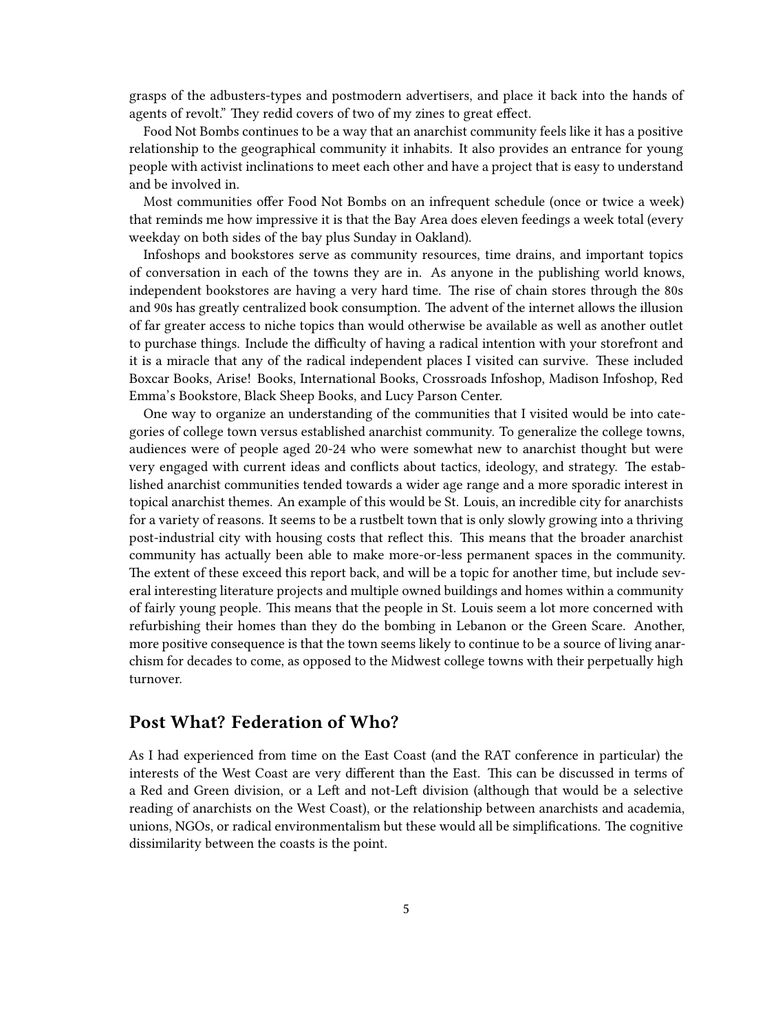grasps of the adbusters-types and postmodern advertisers, and place it back into the hands of agents of revolt." They redid covers of two of my zines to great effect.

Food Not Bombs continues to be a way that an anarchist community feels like it has a positive relationship to the geographical community it inhabits. It also provides an entrance for young people with activist inclinations to meet each other and have a project that is easy to understand and be involved in.

Most communities offer Food Not Bombs on an infrequent schedule (once or twice a week) that reminds me how impressive it is that the Bay Area does eleven feedings a week total (every weekday on both sides of the bay plus Sunday in Oakland).

Infoshops and bookstores serve as community resources, time drains, and important topics of conversation in each of the towns they are in. As anyone in the publishing world knows, independent bookstores are having a very hard time. The rise of chain stores through the 80s and 90s has greatly centralized book consumption. The advent of the internet allows the illusion of far greater access to niche topics than would otherwise be available as well as another outlet to purchase things. Include the difficulty of having a radical intention with your storefront and it is a miracle that any of the radical independent places I visited can survive. These included Boxcar Books, Arise! Books, International Books, Crossroads Infoshop, Madison Infoshop, Red Emma's Bookstore, Black Sheep Books, and Lucy Parson Center.

One way to organize an understanding of the communities that I visited would be into categories of college town versus established anarchist community. To generalize the college towns, audiences were of people aged 20-24 who were somewhat new to anarchist thought but were very engaged with current ideas and conflicts about tactics, ideology, and strategy. The established anarchist communities tended towards a wider age range and a more sporadic interest in topical anarchist themes. An example of this would be St. Louis, an incredible city for anarchists for a variety of reasons. It seems to be a rustbelt town that is only slowly growing into a thriving post-industrial city with housing costs that reflect this. This means that the broader anarchist community has actually been able to make more-or-less permanent spaces in the community. The extent of these exceed this report back, and will be a topic for another time, but include several interesting literature projects and multiple owned buildings and homes within a community of fairly young people. This means that the people in St. Louis seem a lot more concerned with refurbishing their homes than they do the bombing in Lebanon or the Green Scare. Another, more positive consequence is that the town seems likely to continue to be a source of living anarchism for decades to come, as opposed to the Midwest college towns with their perpetually high turnover.

## Post What? Federation of Who?

As I had experienced from time on the East Coast (and the RAT conference in particular) the interests of the West Coast are very different than the East. This can be discussed in terms of a Red and Green division, or a Left and not-Left division (although that would be a selective reading of anarchists on the West Coast), or the relationship between anarchists and academia, unions, NGOs, or radical environmentalism but these would all be simplifications. The cognitive dissimilarity between the coasts is the point.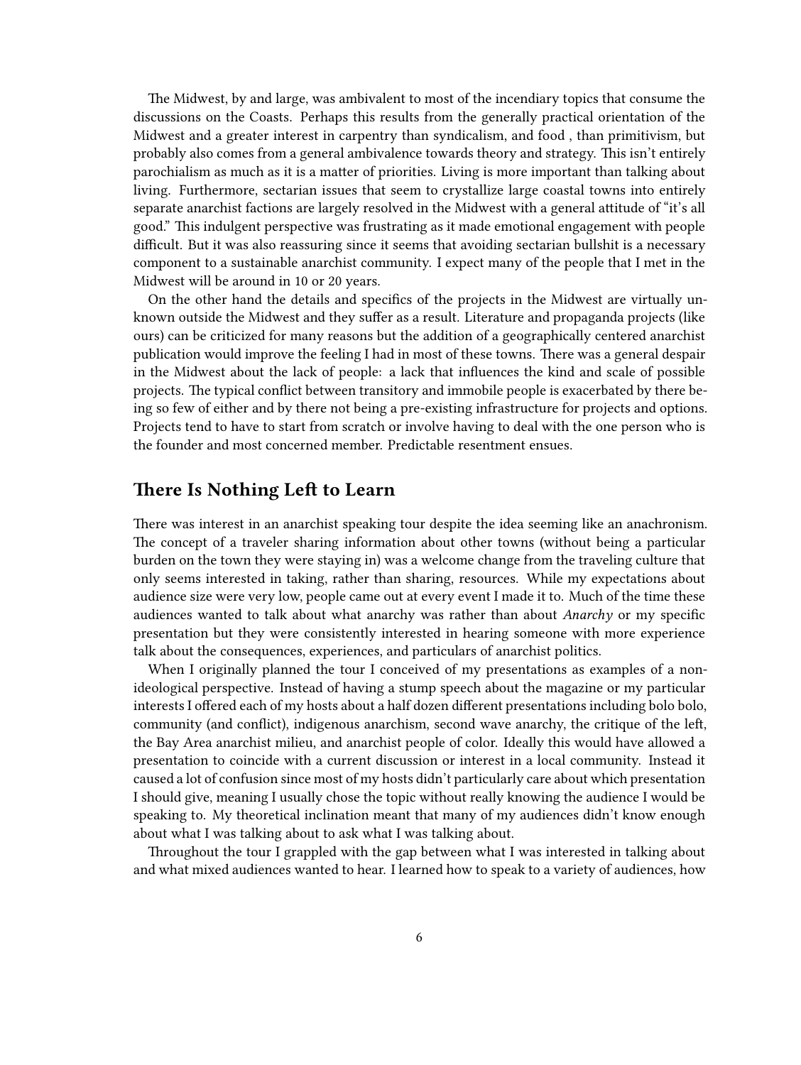The Midwest, by and large, was ambivalent to most of the incendiary topics that consume the discussions on the Coasts. Perhaps this results from the generally practical orientation of the Midwest and a greater interest in carpentry than syndicalism, and food , than primitivism, but probably also comes from a general ambivalence towards theory and strategy. This isn't entirely parochialism as much as it is a matter of priorities. Living is more important than talking about living. Furthermore, sectarian issues that seem to crystallize large coastal towns into entirely separate anarchist factions are largely resolved in the Midwest with a general attitude of "it's all good." This indulgent perspective was frustrating as it made emotional engagement with people difficult. But it was also reassuring since it seems that avoiding sectarian bullshit is a necessary component to a sustainable anarchist community. I expect many of the people that I met in the Midwest will be around in 10 or 20 years.

On the other hand the details and specifics of the projects in the Midwest are virtually unknown outside the Midwest and they suffer as a result. Literature and propaganda projects (like ours) can be criticized for many reasons but the addition of a geographically centered anarchist publication would improve the feeling I had in most of these towns. There was a general despair in the Midwest about the lack of people: a lack that influences the kind and scale of possible projects. The typical conflict between transitory and immobile people is exacerbated by there being so few of either and by there not being a pre-existing infrastructure for projects and options. Projects tend to have to start from scratch or involve having to deal with the one person who is the founder and most concerned member. Predictable resentment ensues.

## There Is Nothing Left to Learn

There was interest in an anarchist speaking tour despite the idea seeming like an anachronism. The concept of a traveler sharing information about other towns (without being a particular burden on the town they were staying in) was a welcome change from the traveling culture that only seems interested in taking, rather than sharing, resources. While my expectations about audience size were very low, people came out at every event I made it to. Much of the time these audiences wanted to talk about what anarchy was rather than about *Anarchy* or my specific presentation but they were consistently interested in hearing someone with more experience talk about the consequences, experiences, and particulars of anarchist politics.

When I originally planned the tour I conceived of my presentations as examples of a non-ideological perspective. Instead of having a stump speech about the magazine or my particular interests I offered each of my hosts about a half dozen different presentations including bolo bolo, community (and conflict), indigenous anarchism, second wave anarchy, the critique of the left, the Bay Area anarchist milieu, and anarchist people of color. Ideally this would have allowed a presentation to coincide with a current discussion or interest in a local community. Instead it caused a lot of confusion since most of my hosts didn't particularly care about which presentation I should give, meaning I usually chose the topic without really knowing the audience I would be speaking to. My theoretical inclination meant that many of my audiences didn't know enough about what I was talking about to ask what I was talking about.

Throughout the tour I grappled with the gap between what I was interested in talking about and what mixed audiences wanted to hear. I learned how to speak to a variety of audiences, how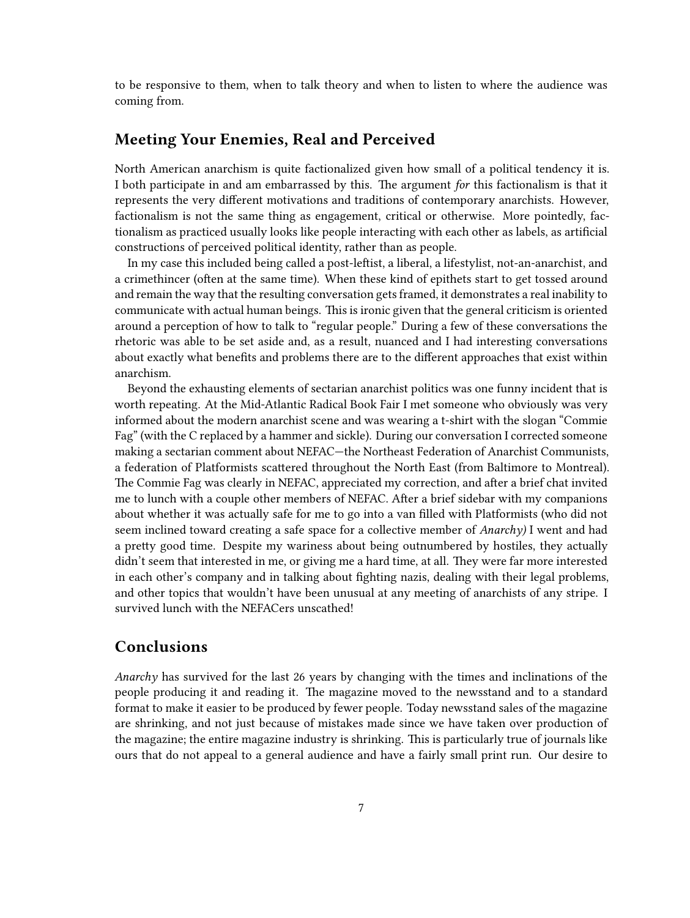to be responsive to them, when to talk theory and when to listen to where the audience was coming from.

## Meeting Your Enemies, Real and Perceived

North American anarchism is quite factionalized given how small of a political tendency it is. I both participate in and am embarrassed by this. The argument *for* this factionalism is that it represents the very different motivations and traditions of contemporary anarchists. However, factionalism is not the same thing as engagement, critical or otherwise. More pointedly, factionalism as practiced usually looks like people interacting with each other as labels, as artificial constructions of perceived political identity, rather than as people.

In my case this included being called a post-leftist, a liberal, a lifestylist, not-an-anarchist, and a crimethincer (often at the same time). When these kind of epithets start to get tossed around and remain the way that the resulting conversation gets framed, it demonstrates a real inability to communicate with actual human beings. This is ironic given that the general criticism is oriented around a perception of how to talk to "regular people." During a few of these conversations the rhetoric was able to be set aside and, as a result, nuanced and I had interesting conversations about exactly what benefits and problems there are to the different approaches that exist within anarchism.

Beyond the exhausting elements of sectarian anarchist politics was one funny incident that is worth repeating. At the Mid-Atlantic Radical Book Fair I met someone who obviously was very informed about the modern anarchist scene and was wearing a t-shirt with the slogan "Commie Fag" (with the C replaced by a hammer and sickle). During our conversation I corrected someone making a sectarian comment about NEFAC—the Northeast Federation of Anarchist Communists, a federation of Platformists scattered throughout the North East (from Baltimore to Montreal). The Commie Fag was clearly in NEFAC, appreciated my correction, and after a brief chat invited me to lunch with a couple other members of NEFAC. After a brief sidebar with my companions about whether it was actually safe for me to go into a van filled with Platformists (who did not seem inclined toward creating a safe space for a collective member of *Anarchy)* I went and had a pretty good time. Despite my wariness about being outnumbered by hostiles, they actually didn't seem that interested in me, or giving me a hard time, at all. They were far more interested in each other's company and in talking about fighting nazis, dealing with their legal problems, and other topics that wouldn't have been unusual at any meeting of anarchists of any stripe. I survived lunch with the NEFACers unscathed!

## Conclusions

*Anarchy* has survived for the last 26 years by changing with the times and inclinations of the people producing it and reading it. The magazine moved to the newsstand and to a standard format to make it easier to be produced by fewer people. Today newsstand sales of the magazine are shrinking, and not just because of mistakes made since we have taken over production of the magazine; the entire magazine industry is shrinking. This is particularly true of journals like ours that do not appeal to a general audience and have a fairly small print run. Our desire to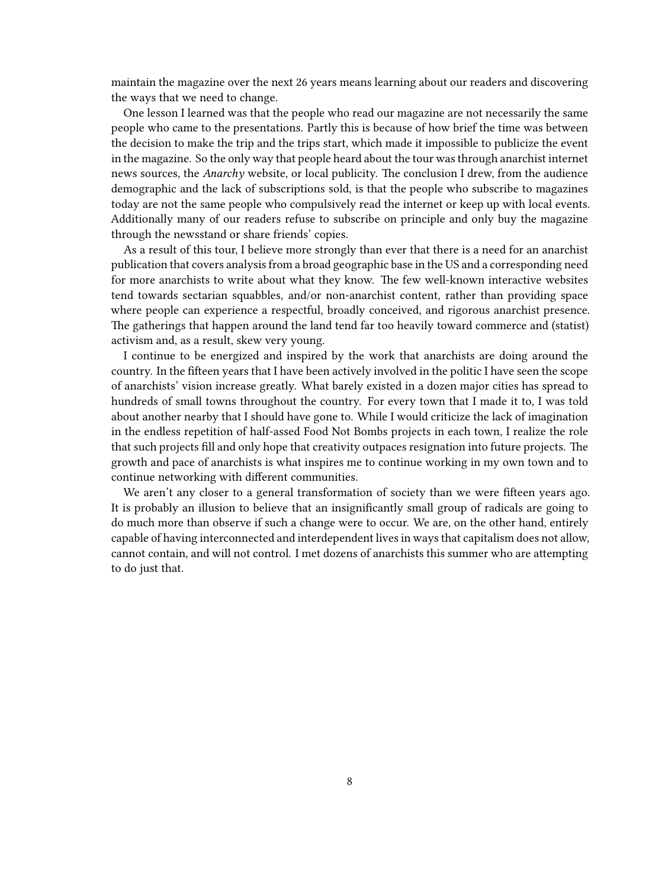maintain the magazine over the next 26 years means learning about our readers and discovering the ways that we need to change.

One lesson I learned was that the people who read our magazine are not necessarily the same people who came to the presentations. Partly this is because of how brief the time was between the decision to make the trip and the trips start, which made it impossible to publicize the event in the magazine. So the only way that people heard about the tour was through anarchist internet news sources, the *Anarchy* website, or local publicity. The conclusion I drew, from the audience demographic and the lack of subscriptions sold, is that the people who subscribe to magazines today are not the same people who compulsively read the internet or keep up with local events. Additionally many of our readers refuse to subscribe on principle and only buy the magazine through the newsstand or share friends' copies.

As a result of this tour, I believe more strongly than ever that there is a need for an anarchist publication that covers analysis from a broad geographic base in the US and a corresponding need for more anarchists to write about what they know. The few well-known interactive websites tend towards sectarian squabbles, and/or non-anarchist content, rather than providing space where people can experience a respectful, broadly conceived, and rigorous anarchist presence. The gatherings that happen around the land tend far too heavily toward commerce and (statist) activism and, as a result, skew very young.

I continue to be energized and inspired by the work that anarchists are doing around the country. In the fifteen years that I have been actively involved in the politic I have seen the scope of anarchists' vision increase greatly. What barely existed in a dozen major cities has spread to hundreds of small towns throughout the country. For every town that I made it to, I was told about another nearby that I should have gone to. While I would criticize the lack of imagination in the endless repetition of half-assed Food Not Bombs projects in each town, I realize the role that such projects fill and only hope that creativity outpaces resignation into future projects. The growth and pace of anarchists is what inspires me to continue working in my own town and to continue networking with different communities.

We aren't any closer to a general transformation of society than we were fifteen years ago. It is probably an illusion to believe that an insignificantly small group of radicals are going to do much more than observe if such a change were to occur. We are, on the other hand, entirely capable of having interconnected and interdependent lives in ways that capitalism does not allow, cannot contain, and will not control. I met dozens of anarchists this summer who are attempting to do just that.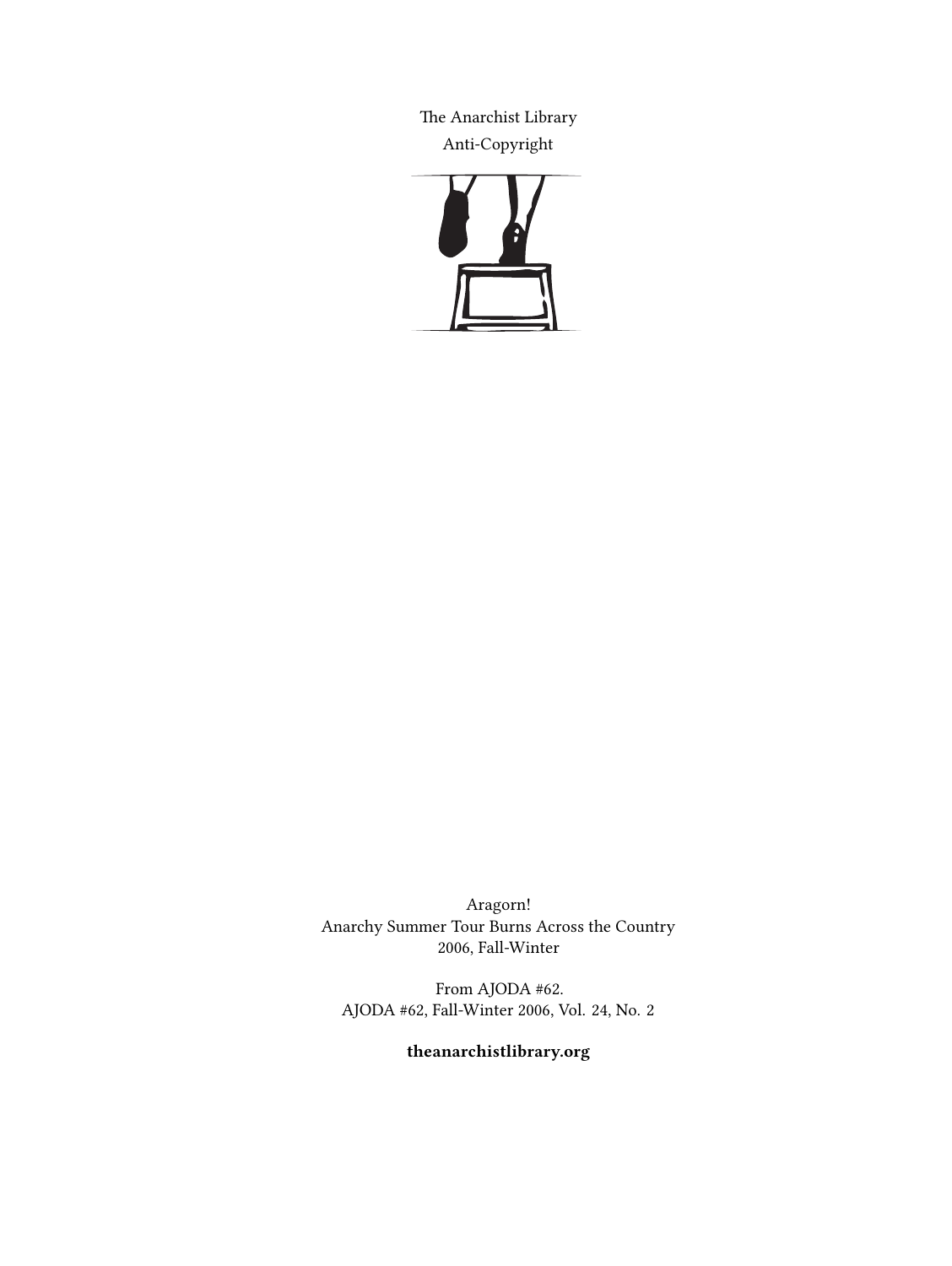The Anarchist Library
Anti-Copyright

Aragorn!
Anarchy Summer Tour Burns Across the Country
2006, Fall-Winter

From AJODA #62.
AJODA #62, Fall-Winter 2006, Vol. 24, No. 2

**theanarchistlibrary.org**